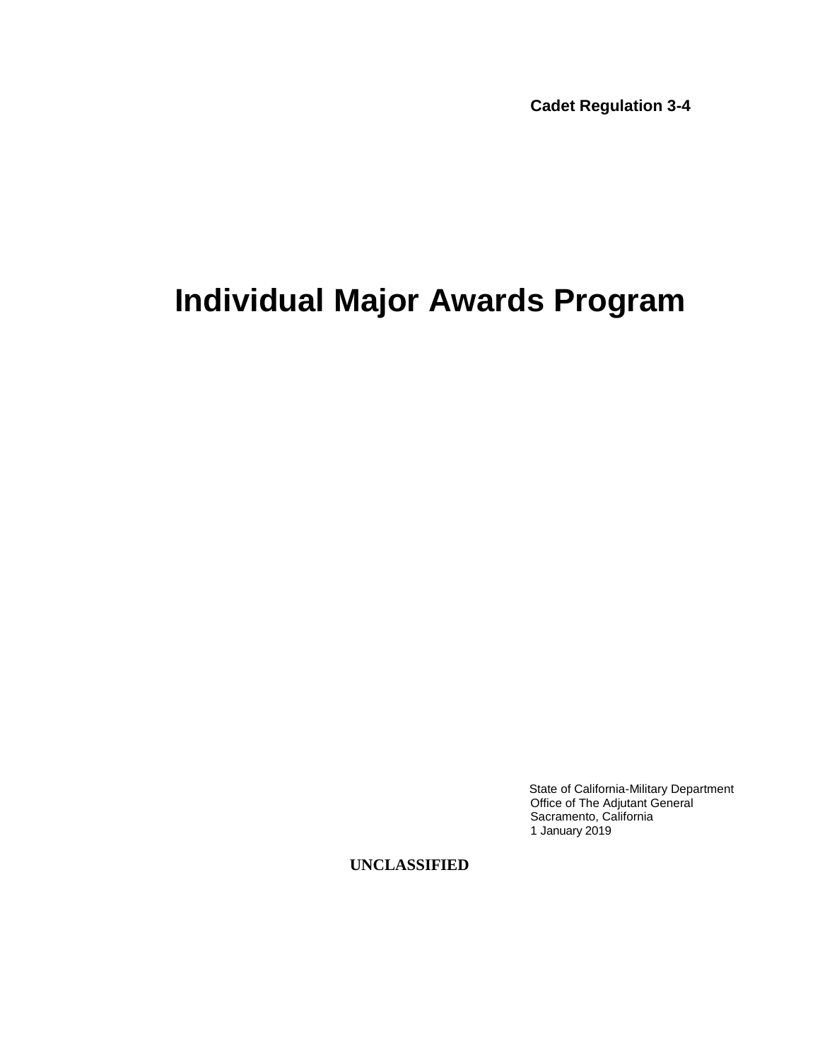**Cadet Regulation 3-4**

# Individual Major Awards Program

State of California-Military Department
Office of The Adjutant General
Sacramento, California
1 January 2019

**UNCLASSIFIED**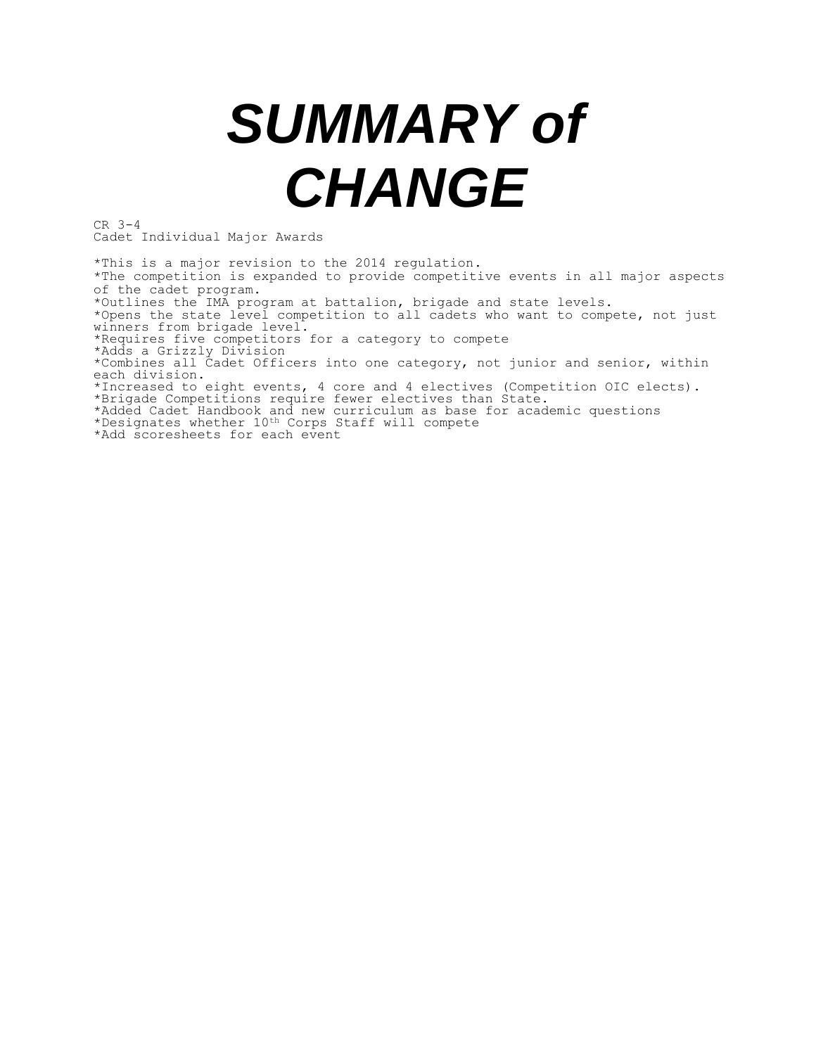# *SUMMARY of CHANGE*

CR 3-4
Cadet Individual Major Awards

*This is a major revision to the 2014 regulation.
*The competition is expanded to provide competitive events in all major aspects of the cadet program.
*Outlines the IMA program at battalion, brigade and state levels.
*Opens the state level competition to all cadets who want to compete, not just winners from brigade level.
*Requires five competitors for a category to compete
*Adds a Grizzly Division
*Combines all Cadet Officers into one category, not junior and senior, within each division.
*Increased to eight events, 4 core and 4 electives (Competition OIC elects).
*Brigade Competitions require fewer electives than State.
*Added Cadet Handbook and new curriculum as base for academic questions
*Designates whether 10th Corps Staff will compete
*Add scoresheets for each event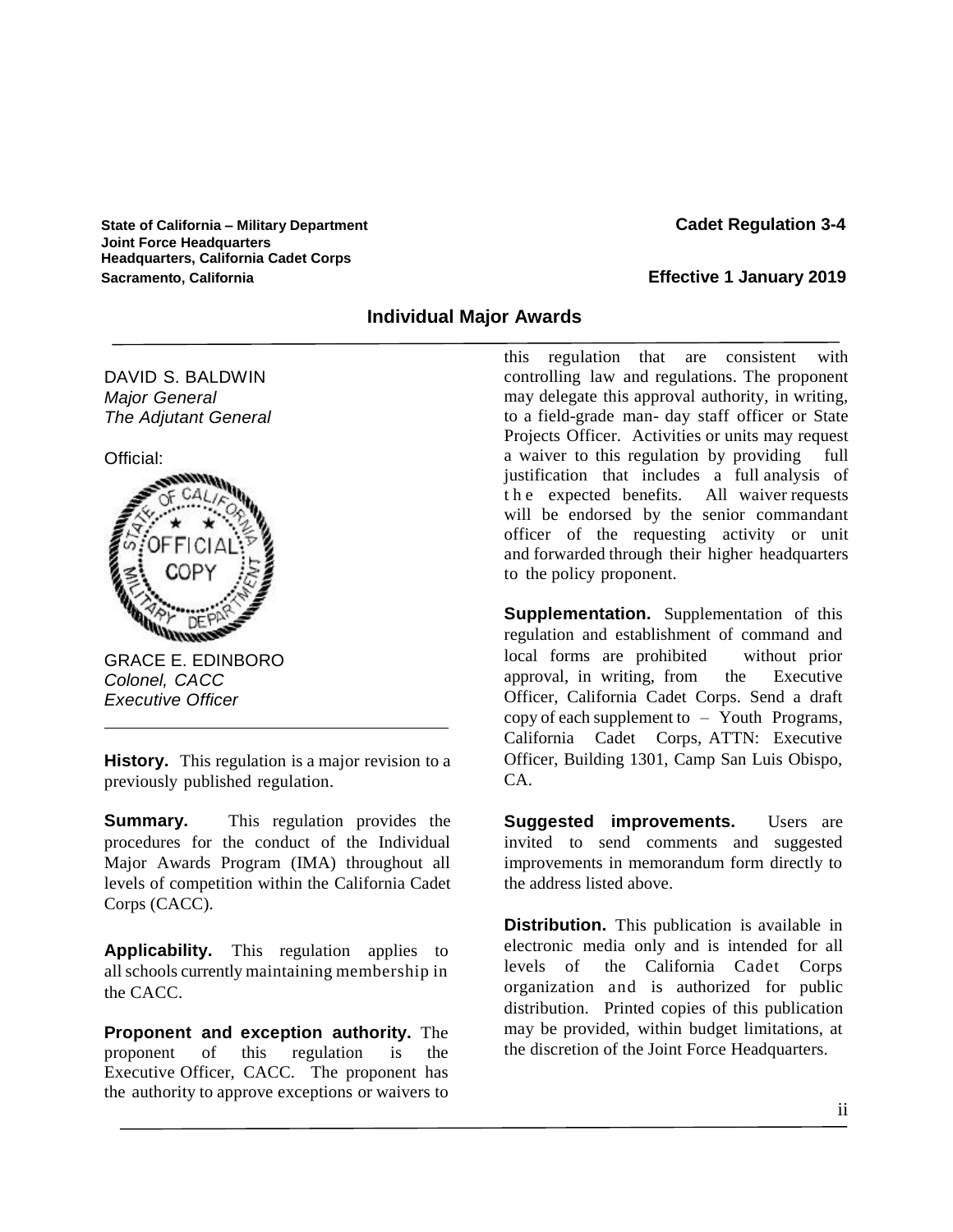State of California – Military Department
Joint Force Headquarters
Headquarters, California Cadet Corps
Sacramento, California

**Cadet Regulation 3-4**

**Effective 1 January 2019**

## Individual Major Awards

DAVID S. BALDWIN
*Major General*
*The Adjutant General*

Official:

GRACE E. EDINBORO
*Colonel, CACC*
*Executive Officer*

**History.** This regulation is a major revision to a previously published regulation.

**Summary.** This regulation provides the procedures for the conduct of the Individual Major Awards Program (IMA) throughout all levels of competition within the California Cadet Corps (CACC).

**Applicability.** This regulation applies to all schools currently maintaining membership in the CACC.

**Proponent and exception authority.** The proponent of this regulation is the Executive Officer, CACC. The proponent has the authority to approve exceptions or waivers to this regulation that are consistent with controlling law and regulations. The proponent may delegate this approval authority, in writing, to a field-grade man- day staff officer or State Projects Officer. Activities or units may request a waiver to this regulation by providing full justification that includes a full analysis of the expected benefits. All waiver requests will be endorsed by the senior commandant officer of the requesting activity or unit and forwarded through their higher headquarters to the policy proponent.

**Supplementation.** Supplementation of this regulation and establishment of command and local forms are prohibited without prior approval, in writing, from the Executive Officer, California Cadet Corps. Send a draft copy of each supplement to – Youth Programs, California Cadet Corps, ATTN: Executive Officer, Building 1301, Camp San Luis Obispo, CA.

**Suggested improvements.** Users are invited to send comments and suggested improvements in memorandum form directly to the address listed above.

**Distribution.** This publication is available in electronic media only and is intended for all levels of the California Cadet Corps organization and is authorized for public distribution. Printed copies of this publication may be provided, within budget limitations, at the discretion of the Joint Force Headquarters.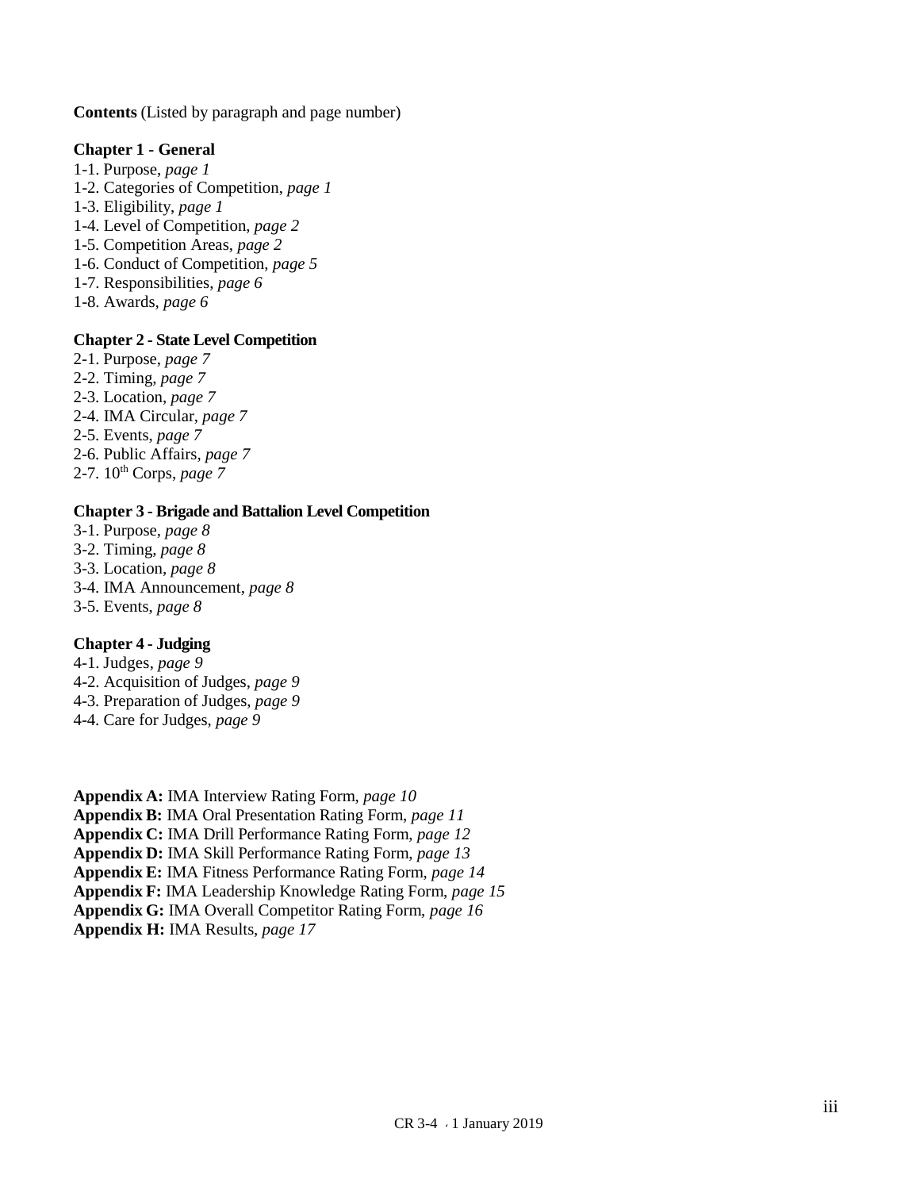**Contents** (Listed by paragraph and page number)

**Chapter 1 - General**

1-1. Purpose, *page 1*
1-2. Categories of Competition, *page 1*
1-3. Eligibility, *page 1*
1-4. Level of Competition, *page 2*
1-5. Competition Areas, *page 2*
1-6. Conduct of Competition, *page 5*
1-7. Responsibilities, *page 6*
1-8. Awards, *page 6*

**Chapter 2 - State Level Competition**

2-1. Purpose, *page 7*
2-2. Timing, *page 7*
2-3. Location, *page 7*
2-4. IMA Circular, *page 7*
2-5. Events, *page 7*
2-6. Public Affairs, *page 7*
2-7. 10th Corps, *page 7*

**Chapter 3 - Brigade and Battalion Level Competition**

3-1. Purpose, *page 8*
3-2. Timing, *page 8*
3-3. Location, *page 8*
3-4. IMA Announcement, *page 8*
3-5. Events, *page 8*

**Chapter 4 - Judging**

4-1. Judges, *page 9*
4-2. Acquisition of Judges, *page 9*
4-3. Preparation of Judges, *page 9*
4-4. Care for Judges, *page 9*

**Appendix A:** IMA Interview Rating Form, *page 10*
**Appendix B:** IMA Oral Presentation Rating Form, *page 11*
**Appendix C:** IMA Drill Performance Rating Form, *page 12*
**Appendix D:** IMA Skill Performance Rating Form, *page 13*
**Appendix E:** IMA Fitness Performance Rating Form, *page 14*
**Appendix F:** IMA Leadership Knowledge Rating Form, *page 15*
**Appendix G:** IMA Overall Competitor Rating Form, *page 16*
**Appendix H:** IMA Results, *page 17*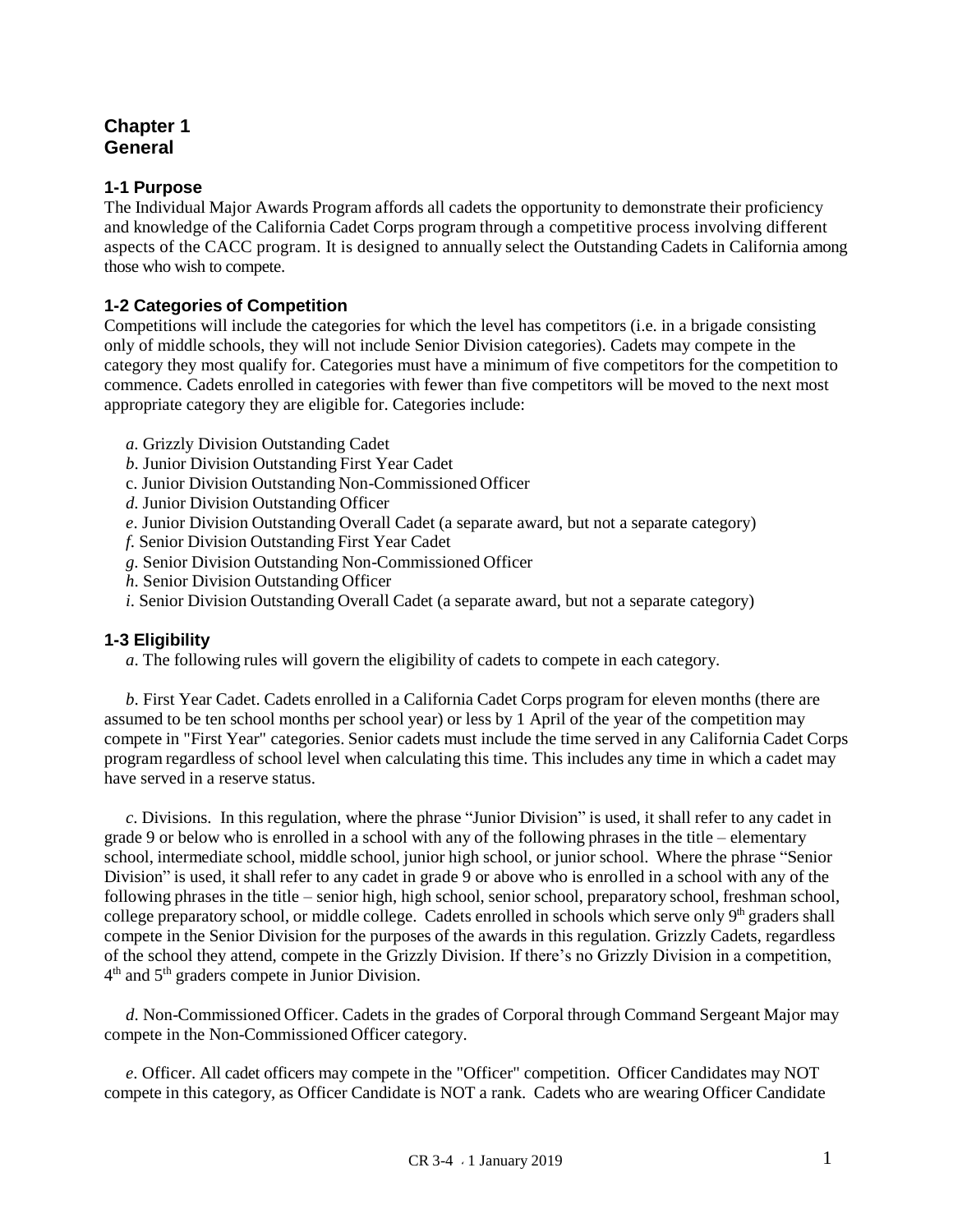# Chapter 1
# General

## 1-1 Purpose

The Individual Major Awards Program affords all cadets the opportunity to demonstrate their proficiency and knowledge of the California Cadet Corps program through a competitive process involving different aspects of the CACC program. It is designed to annually select the Outstanding Cadets in California among those who wish to compete.

## 1-2 Categories of Competition

Competitions will include the categories for which the level has competitors (i.e. in a brigade consisting only of middle schools, they will not include Senior Division categories). Cadets may compete in the category they most qualify for. Categories must have a minimum of five competitors for the competition to commence. Cadets enrolled in categories with fewer than five competitors will be moved to the next most appropriate category they are eligible for. Categories include:

*a*. Grizzly Division Outstanding Cadet
*b*. Junior Division Outstanding First Year Cadet
c. Junior Division Outstanding Non-Commissioned Officer
*d*. Junior Division Outstanding Officer
*e*. Junior Division Outstanding Overall Cadet (a separate award, but not a separate category)
*f*. Senior Division Outstanding First Year Cadet
*g*. Senior Division Outstanding Non-Commissioned Officer
*h*. Senior Division Outstanding Officer
*i*. Senior Division Outstanding Overall Cadet (a separate award, but not a separate category)

## 1-3 Eligibility

*a*. The following rules will govern the eligibility of cadets to compete in each category.

*b*. First Year Cadet. Cadets enrolled in a California Cadet Corps program for eleven months (there are assumed to be ten school months per school year) or less by 1 April of the year of the competition may compete in "First Year" categories. Senior cadets must include the time served in any California Cadet Corps program regardless of school level when calculating this time. This includes any time in which a cadet may have served in a reserve status.

*c*. Divisions. In this regulation, where the phrase "Junior Division" is used, it shall refer to any cadet in grade 9 or below who is enrolled in a school with any of the following phrases in the title – elementary school, intermediate school, middle school, junior high school, or junior school. Where the phrase "Senior Division" is used, it shall refer to any cadet in grade 9 or above who is enrolled in a school with any of the following phrases in the title – senior high, high school, senior school, preparatory school, freshman school, college preparatory school, or middle college. Cadets enrolled in schools which serve only 9th graders shall compete in the Senior Division for the purposes of the awards in this regulation. Grizzly Cadets, regardless of the school they attend, compete in the Grizzly Division. If there's no Grizzly Division in a competition, 4th and 5th graders compete in Junior Division.

*d*. Non-Commissioned Officer. Cadets in the grades of Corporal through Command Sergeant Major may compete in the Non-Commissioned Officer category.

*e*. Officer. All cadet officers may compete in the "Officer" competition. Officer Candidates may NOT compete in this category, as Officer Candidate is NOT a rank. Cadets who are wearing Officer Candidate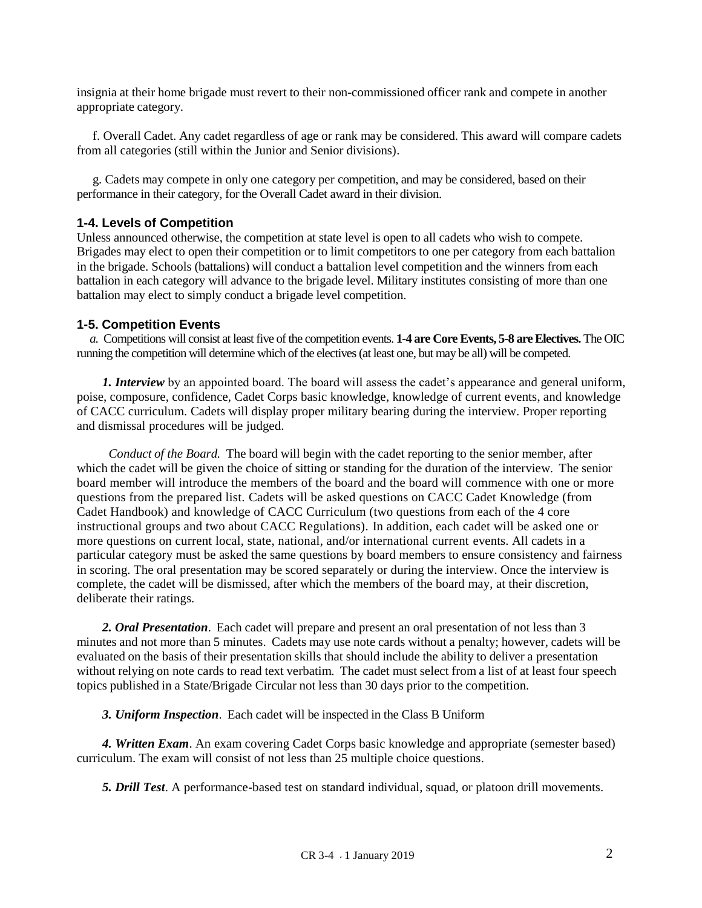insignia at their home brigade must revert to their non-commissioned officer rank and compete in another appropriate category.

f. Overall Cadet. Any cadet regardless of age or rank may be considered. This award will compare cadets from all categories (still within the Junior and Senior divisions).

g. Cadets may compete in only one category per competition, and may be considered, based on their performance in their category, for the Overall Cadet award in their division.

### 1-4. Levels of Competition

Unless announced otherwise, the competition at state level is open to all cadets who wish to compete. Brigades may elect to open their competition or to limit competitors to one per category from each battalion in the brigade. Schools (battalions) will conduct a battalion level competition and the winners from each battalion in each category will advance to the brigade level. Military institutes consisting of more than one battalion may elect to simply conduct a brigade level competition.

### 1-5. Competition Events

*a.* Competitions will consist at least five of the competition events. **1-4 are Core Events, 5-8 are Electives.** The OIC running the competition will determine which of the electives (at least one, but may be all) will be competed.

***1. Interview*** by an appointed board. The board will assess the cadet's appearance and general uniform, poise, composure, confidence, Cadet Corps basic knowledge, knowledge of current events, and knowledge of CACC curriculum. Cadets will display proper military bearing during the interview. Proper reporting and dismissal procedures will be judged.

*Conduct of the Board.* The board will begin with the cadet reporting to the senior member, after which the cadet will be given the choice of sitting or standing for the duration of the interview. The senior board member will introduce the members of the board and the board will commence with one or more questions from the prepared list. Cadets will be asked questions on CACC Cadet Knowledge (from Cadet Handbook) and knowledge of CACC Curriculum (two questions from each of the 4 core instructional groups and two about CACC Regulations). In addition, each cadet will be asked one or more questions on current local, state, national, and/or international current events. All cadets in a particular category must be asked the same questions by board members to ensure consistency and fairness in scoring. The oral presentation may be scored separately or during the interview. Once the interview is complete, the cadet will be dismissed, after which the members of the board may, at their discretion, deliberate their ratings.

***2. Oral Presentation***. Each cadet will prepare and present an oral presentation of not less than 3 minutes and not more than 5 minutes. Cadets may use note cards without a penalty; however, cadets will be evaluated on the basis of their presentation skills that should include the ability to deliver a presentation without relying on note cards to read text verbatim. The cadet must select from a list of at least four speech topics published in a State/Brigade Circular not less than 30 days prior to the competition.

***3. Uniform Inspection***. Each cadet will be inspected in the Class B Uniform

***4. Written Exam***. An exam covering Cadet Corps basic knowledge and appropriate (semester based) curriculum. The exam will consist of not less than 25 multiple choice questions.

***5. Drill Test***. A performance-based test on standard individual, squad, or platoon drill movements.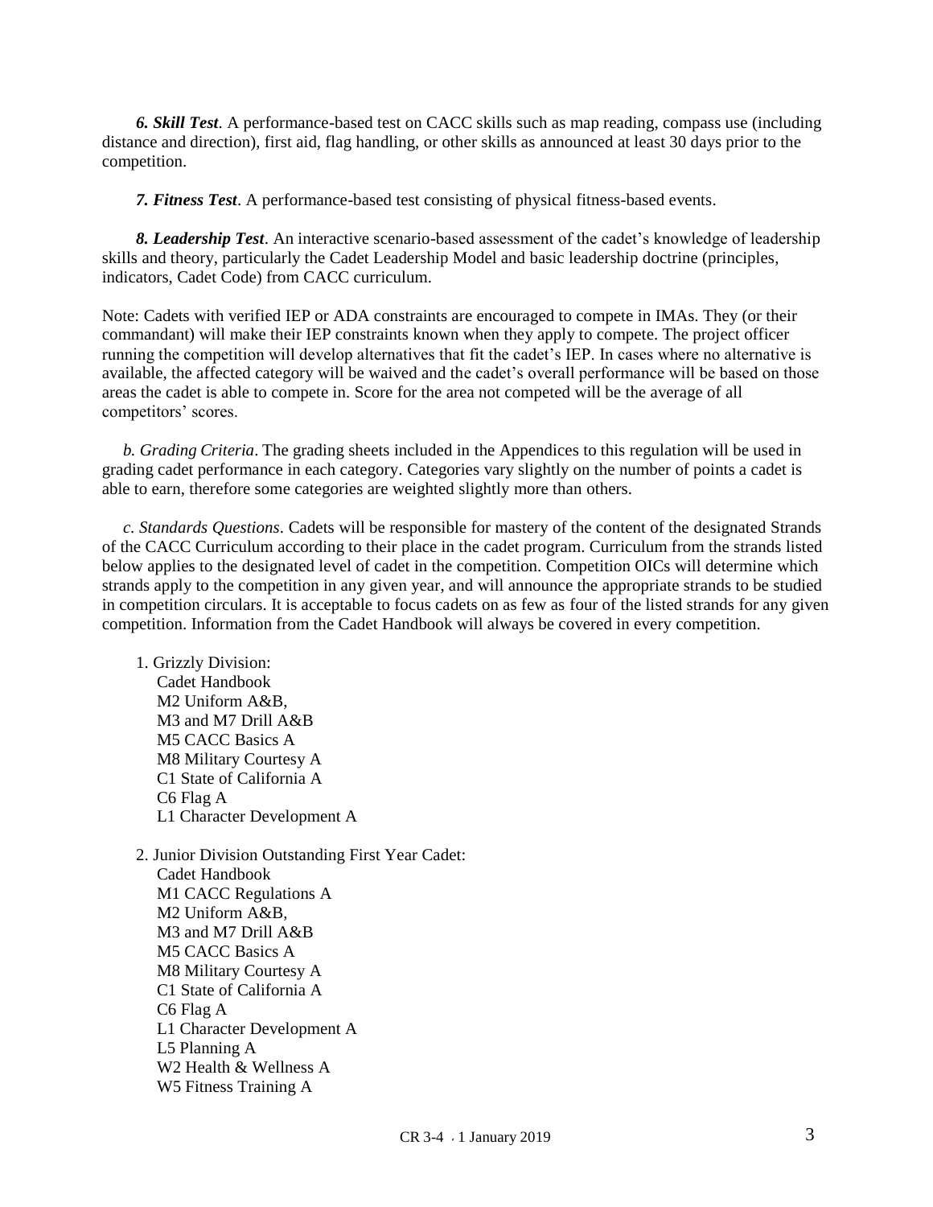***6. Skill Test***. A performance-based test on CACC skills such as map reading, compass use (including distance and direction), first aid, flag handling, or other skills as announced at least 30 days prior to the competition.

***7. Fitness Test***. A performance-based test consisting of physical fitness-based events.

***8. Leadership Test***. An interactive scenario-based assessment of the cadet's knowledge of leadership skills and theory, particularly the Cadet Leadership Model and basic leadership doctrine (principles, indicators, Cadet Code) from CACC curriculum.

Note: Cadets with verified IEP or ADA constraints are encouraged to compete in IMAs. They (or their commandant) will make their IEP constraints known when they apply to compete. The project officer running the competition will develop alternatives that fit the cadet's IEP. In cases where no alternative is available, the affected category will be waived and the cadet's overall performance will be based on those areas the cadet is able to compete in. Score for the area not competed will be the average of all competitors' scores.

*b. Grading Criteria*. The grading sheets included in the Appendices to this regulation will be used in grading cadet performance in each category. Categories vary slightly on the number of points a cadet is able to earn, therefore some categories are weighted slightly more than others.

*c. Standards Questions*. Cadets will be responsible for mastery of the content of the designated Strands of the CACC Curriculum according to their place in the cadet program. Curriculum from the strands listed below applies to the designated level of cadet in the competition. Competition OICs will determine which strands apply to the competition in any given year, and will announce the appropriate strands to be studied in competition circulars. It is acceptable to focus cadets on as few as four of the listed strands for any given competition. Information from the Cadet Handbook will always be covered in every competition.

1. Grizzly Division:
   Cadet Handbook
   M2 Uniform A&B,
   M3 and M7 Drill A&B
   M5 CACC Basics A
   M8 Military Courtesy A
   C1 State of California A
   C6 Flag A
   L1 Character Development A

2. Junior Division Outstanding First Year Cadet:
   Cadet Handbook
   M1 CACC Regulations A
   M2 Uniform A&B,
   M3 and M7 Drill A&B
   M5 CACC Basics A
   M8 Military Courtesy A
   C1 State of California A
   C6 Flag A
   L1 Character Development A
   L5 Planning A
   W2 Health & Wellness A
   W5 Fitness Training A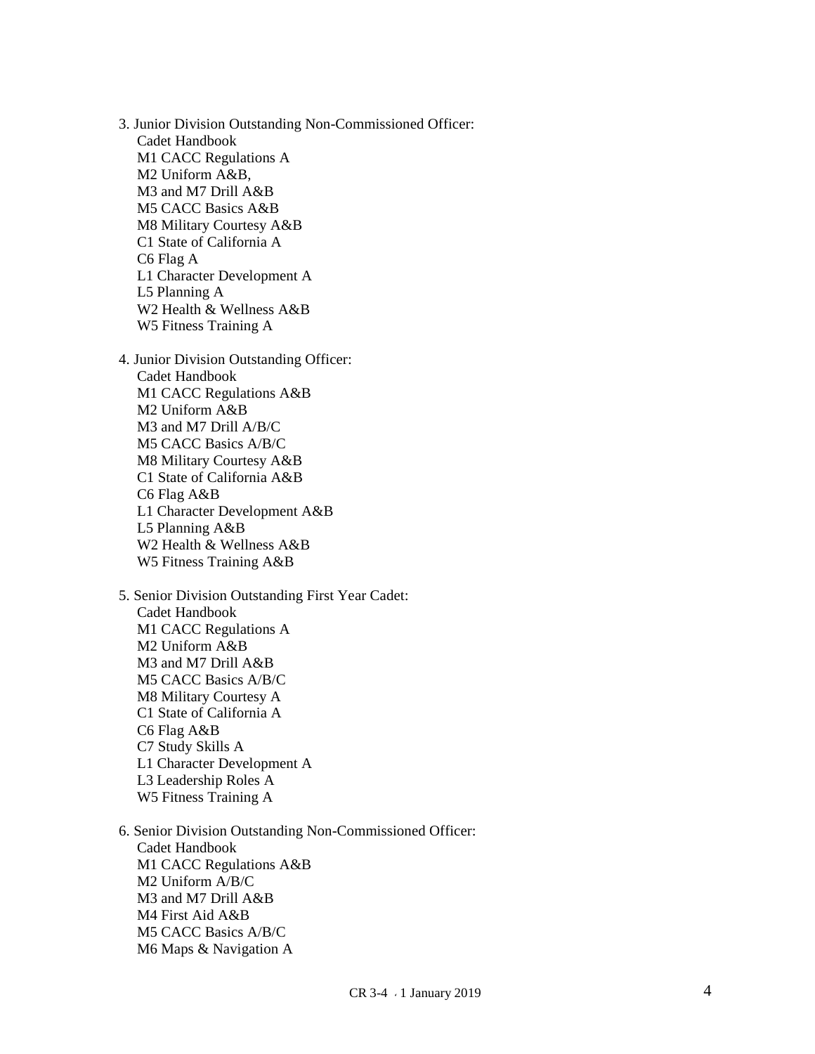3. Junior Division Outstanding Non-Commissioned Officer:
   - Cadet Handbook
   - M1 CACC Regulations A
   - M2 Uniform A&B,
   - M3 and M7 Drill A&B
   - M5 CACC Basics A&B
   - M8 Military Courtesy A&B
   - C1 State of California A
   - C6 Flag A
   - L1 Character Development A
   - L5 Planning A
   - W2 Health & Wellness A&B
   - W5 Fitness Training A

4. Junior Division Outstanding Officer:
   - Cadet Handbook
   - M1 CACC Regulations A&B
   - M2 Uniform A&B
   - M3 and M7 Drill A/B/C
   - M5 CACC Basics A/B/C
   - M8 Military Courtesy A&B
   - C1 State of California A&B
   - C6 Flag A&B
   - L1 Character Development A&B
   - L5 Planning A&B
   - W2 Health & Wellness A&B
   - W5 Fitness Training A&B

5. Senior Division Outstanding First Year Cadet:
   - Cadet Handbook
   - M1 CACC Regulations A
   - M2 Uniform A&B
   - M3 and M7 Drill A&B
   - M5 CACC Basics A/B/C
   - M8 Military Courtesy A
   - C1 State of California A
   - C6 Flag A&B
   - C7 Study Skills A
   - L1 Character Development A
   - L3 Leadership Roles A
   - W5 Fitness Training A

6. Senior Division Outstanding Non-Commissioned Officer:
   - Cadet Handbook
   - M1 CACC Regulations A&B
   - M2 Uniform A/B/C
   - M3 and M7 Drill A&B
   - M4 First Aid A&B
   - M5 CACC Basics A/B/C
   - M6 Maps & Navigation A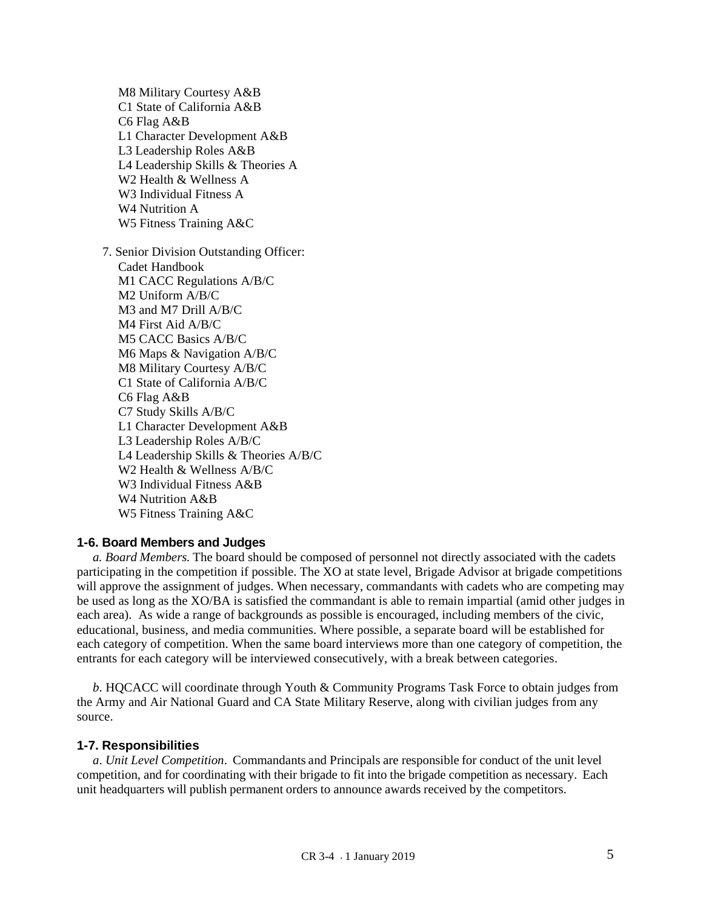M8 Military Courtesy A&B
C1 State of California A&B
C6 Flag A&B
L1 Character Development A&B
L3 Leadership Roles A&B
L4 Leadership Skills & Theories A
W2 Health & Wellness A
W3 Individual Fitness A
W4 Nutrition A
W5 Fitness Training A&C

7. Senior Division Outstanding Officer:
Cadet Handbook
M1 CACC Regulations A/B/C
M2 Uniform A/B/C
M3 and M7 Drill A/B/C
M4 First Aid A/B/C
M5 CACC Basics A/B/C
M6 Maps & Navigation A/B/C
M8 Military Courtesy A/B/C
C1 State of California A/B/C
C6 Flag A&B
C7 Study Skills A/B/C
L1 Character Development A&B
L3 Leadership Roles A/B/C
L4 Leadership Skills & Theories A/B/C
W2 Health & Wellness A/B/C
W3 Individual Fitness A&B
W4 Nutrition A&B
W5 Fitness Training A&C

### 1-6. Board Members and Judges

*a. Board Members.* The board should be composed of personnel not directly associated with the cadets participating in the competition if possible. The XO at state level, Brigade Advisor at brigade competitions will approve the assignment of judges. When necessary, commandants with cadets who are competing may be used as long as the XO/BA is satisfied the commandant is able to remain impartial (amid other judges in each area). As wide a range of backgrounds as possible is encouraged, including members of the civic, educational, business, and media communities. Where possible, a separate board will be established for each category of competition. When the same board interviews more than one category of competition, the entrants for each category will be interviewed consecutively, with a break between categories.

*b*. HQCACC will coordinate through Youth & Community Programs Task Force to obtain judges from the Army and Air National Guard and CA State Military Reserve, along with civilian judges from any source.

### 1-7. Responsibilities

*a*. *Unit Level Competition*. Commandants and Principals are responsible for conduct of the unit level competition, and for coordinating with their brigade to fit into the brigade competition as necessary. Each unit headquarters will publish permanent orders to announce awards received by the competitors.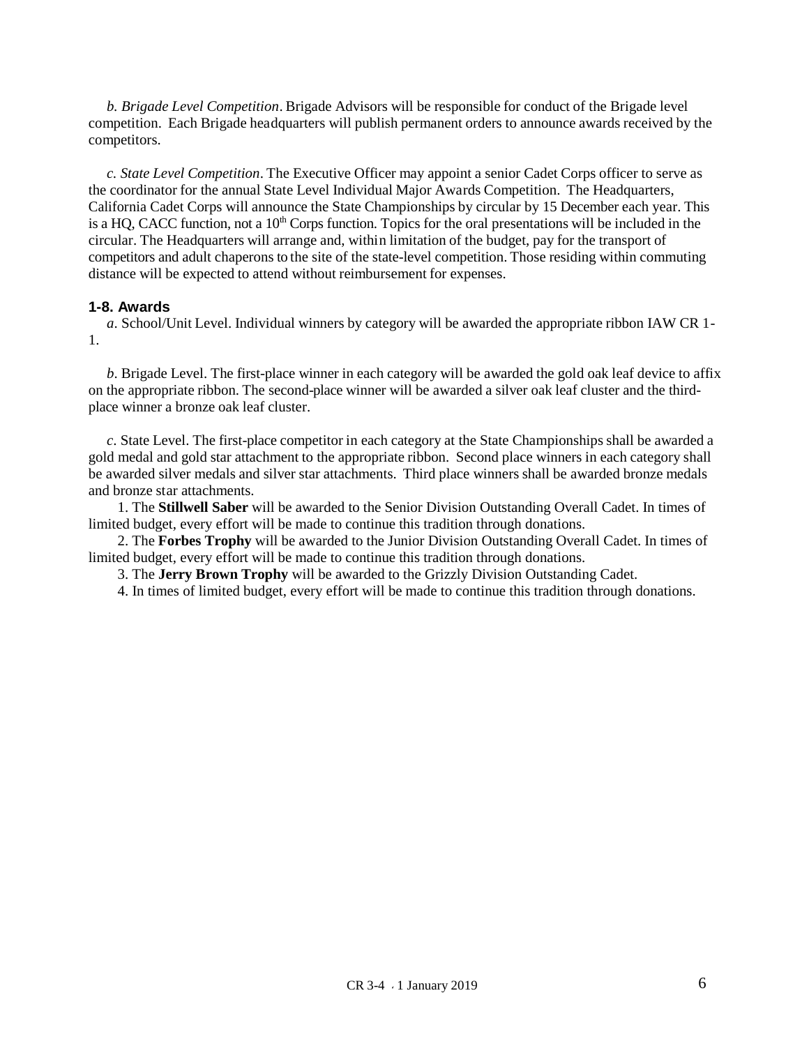*b. Brigade Level Competition*. Brigade Advisors will be responsible for conduct of the Brigade level competition. Each Brigade headquarters will publish permanent orders to announce awards received by the competitors.

*c. State Level Competition*. The Executive Officer may appoint a senior Cadet Corps officer to serve as the coordinator for the annual State Level Individual Major Awards Competition. The Headquarters, California Cadet Corps will announce the State Championships by circular by 15 December each year. This is a HQ, CACC function, not a 10th Corps function. Topics for the oral presentations will be included in the circular. The Headquarters will arrange and, within limitation of the budget, pay for the transport of competitors and adult chaperons to the site of the state-level competition. Those residing within commuting distance will be expected to attend without reimbursement for expenses.

### 1-8. Awards

*a*. School/Unit Level. Individual winners by category will be awarded the appropriate ribbon IAW CR 1-1.

*b*. Brigade Level. The first-place winner in each category will be awarded the gold oak leaf device to affix on the appropriate ribbon. The second-place winner will be awarded a silver oak leaf cluster and the third-place winner a bronze oak leaf cluster.

*c*. State Level. The first-place competitor in each category at the State Championships shall be awarded a gold medal and gold star attachment to the appropriate ribbon. Second place winners in each category shall be awarded silver medals and silver star attachments. Third place winners shall be awarded bronze medals and bronze star attachments.

1. The **Stillwell Saber** will be awarded to the Senior Division Outstanding Overall Cadet. In times of limited budget, every effort will be made to continue this tradition through donations.
2. The **Forbes Trophy** will be awarded to the Junior Division Outstanding Overall Cadet. In times of limited budget, every effort will be made to continue this tradition through donations.
3. The **Jerry Brown Trophy** will be awarded to the Grizzly Division Outstanding Cadet.
4. In times of limited budget, every effort will be made to continue this tradition through donations.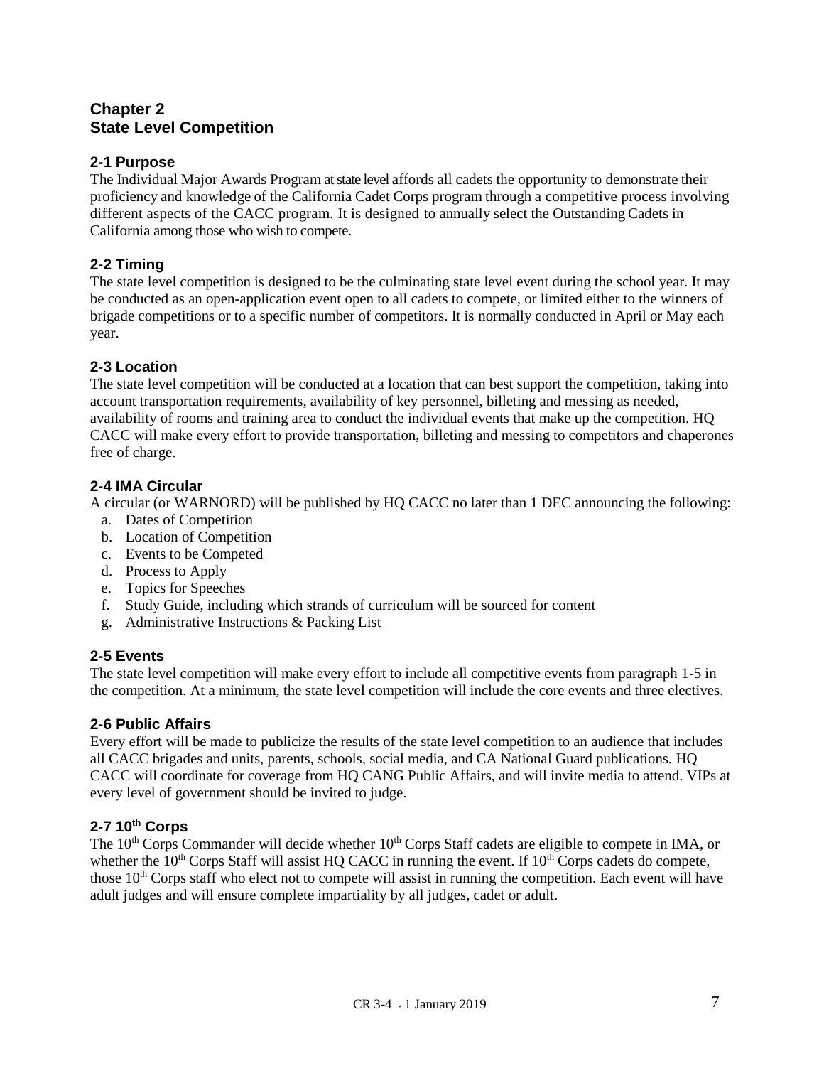# Chapter 2
# State Level Competition

## 2-1 Purpose

The Individual Major Awards Program at state level affords all cadets the opportunity to demonstrate their proficiency and knowledge of the California Cadet Corps program through a competitive process involving different aspects of the CACC program. It is designed to annually select the Outstanding Cadets in California among those who wish to compete.

## 2-2 Timing

The state level competition is designed to be the culminating state level event during the school year. It may be conducted as an open-application event open to all cadets to compete, or limited either to the winners of brigade competitions or to a specific number of competitors. It is normally conducted in April or May each year.

## 2-3 Location

The state level competition will be conducted at a location that can best support the competition, taking into account transportation requirements, availability of key personnel, billeting and messing as needed, availability of rooms and training area to conduct the individual events that make up the competition. HQ CACC will make every effort to provide transportation, billeting and messing to competitors and chaperones free of charge.

## 2-4 IMA Circular

A circular (or WARNORD) will be published by HQ CACC no later than 1 DEC announcing the following:

a. Dates of Competition
b. Location of Competition
c. Events to be Competed
d. Process to Apply
e. Topics for Speeches
f. Study Guide, including which strands of curriculum will be sourced for content
g. Administrative Instructions & Packing List

## 2-5 Events

The state level competition will make every effort to include all competitive events from paragraph 1-5 in the competition. At a minimum, the state level competition will include the core events and three electives.

## 2-6 Public Affairs

Every effort will be made to publicize the results of the state level competition to an audience that includes all CACC brigades and units, parents, schools, social media, and CA National Guard publications. HQ CACC will coordinate for coverage from HQ CANG Public Affairs, and will invite media to attend. VIPs at every level of government should be invited to judge.

## 2-7 10th Corps

The 10th Corps Commander will decide whether 10th Corps Staff cadets are eligible to compete in IMA, or whether the 10th Corps Staff will assist HQ CACC in running the event. If 10th Corps cadets do compete, those 10th Corps staff who elect not to compete will assist in running the competition. Each event will have adult judges and will ensure complete impartiality by all judges, cadet or adult.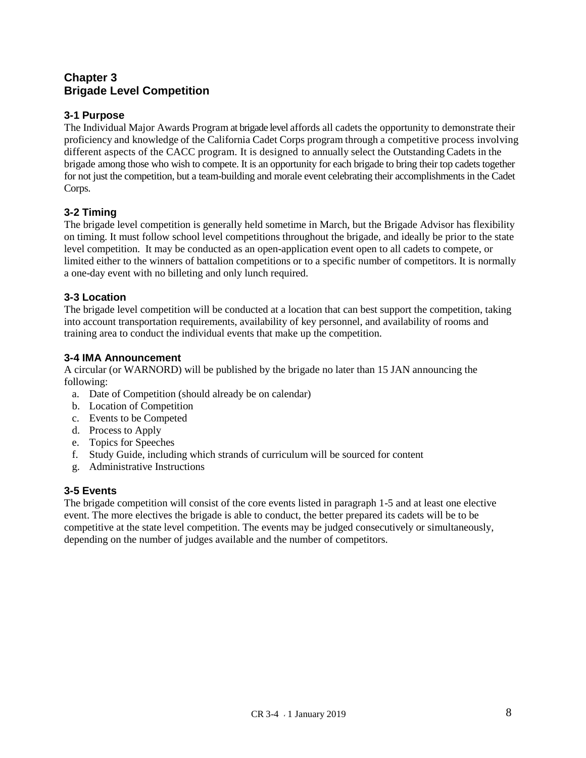# Chapter 3
# Brigade Level Competition

## 3-1 Purpose

The Individual Major Awards Program at brigade level affords all cadets the opportunity to demonstrate their proficiency and knowledge of the California Cadet Corps program through a competitive process involving different aspects of the CACC program. It is designed to annually select the Outstanding Cadets in the brigade among those who wish to compete. It is an opportunity for each brigade to bring their top cadets together for not just the competition, but a team-building and morale event celebrating their accomplishments in the Cadet Corps.

## 3-2 Timing

The brigade level competition is generally held sometime in March, but the Brigade Advisor has flexibility on timing. It must follow school level competitions throughout the brigade, and ideally be prior to the state level competition. It may be conducted as an open-application event open to all cadets to compete, or limited either to the winners of battalion competitions or to a specific number of competitors. It is normally a one-day event with no billeting and only lunch required.

## 3-3 Location

The brigade level competition will be conducted at a location that can best support the competition, taking into account transportation requirements, availability of key personnel, and availability of rooms and training area to conduct the individual events that make up the competition.

## 3-4 IMA Announcement

A circular (or WARNORD) will be published by the brigade no later than 15 JAN announcing the following:

a. Date of Competition (should already be on calendar)
b. Location of Competition
c. Events to be Competed
d. Process to Apply
e. Topics for Speeches
f. Study Guide, including which strands of curriculum will be sourced for content
g. Administrative Instructions

## 3-5 Events

The brigade competition will consist of the core events listed in paragraph 1-5 and at least one elective event. The more electives the brigade is able to conduct, the better prepared its cadets will be to be competitive at the state level competition. The events may be judged consecutively or simultaneously, depending on the number of judges available and the number of competitors.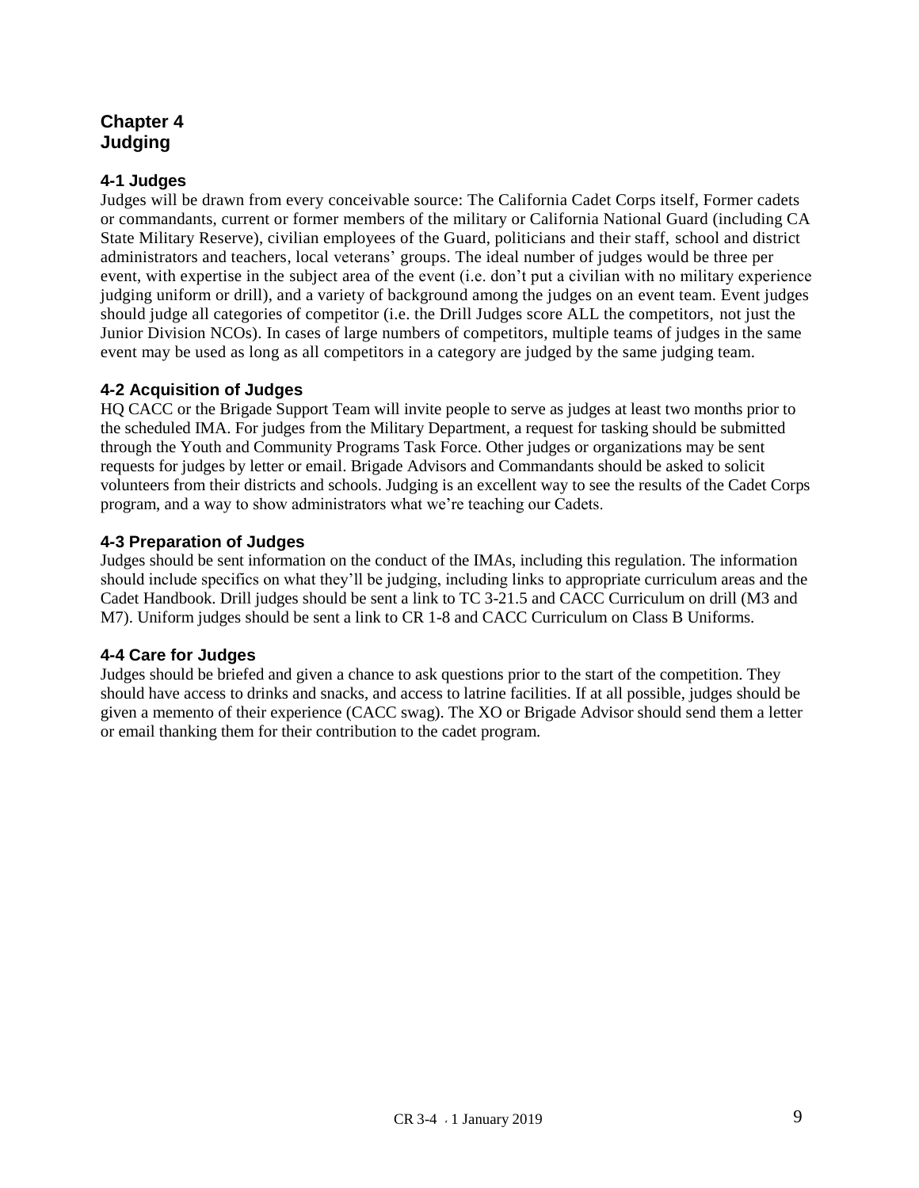# Chapter 4
# Judging

## 4-1 Judges

Judges will be drawn from every conceivable source: The California Cadet Corps itself, Former cadets or commandants, current or former members of the military or California National Guard (including CA State Military Reserve), civilian employees of the Guard, politicians and their staff, school and district administrators and teachers, local veterans' groups. The ideal number of judges would be three per event, with expertise in the subject area of the event (i.e. don't put a civilian with no military experience judging uniform or drill), and a variety of background among the judges on an event team. Event judges should judge all categories of competitor (i.e. the Drill Judges score ALL the competitors, not just the Junior Division NCOs). In cases of large numbers of competitors, multiple teams of judges in the same event may be used as long as all competitors in a category are judged by the same judging team.

## 4-2 Acquisition of Judges

HQ CACC or the Brigade Support Team will invite people to serve as judges at least two months prior to the scheduled IMA. For judges from the Military Department, a request for tasking should be submitted through the Youth and Community Programs Task Force. Other judges or organizations may be sent requests for judges by letter or email. Brigade Advisors and Commandants should be asked to solicit volunteers from their districts and schools. Judging is an excellent way to see the results of the Cadet Corps program, and a way to show administrators what we're teaching our Cadets.

## 4-3 Preparation of Judges

Judges should be sent information on the conduct of the IMAs, including this regulation. The information should include specifics on what they'll be judging, including links to appropriate curriculum areas and the Cadet Handbook. Drill judges should be sent a link to TC 3-21.5 and CACC Curriculum on drill (M3 and M7). Uniform judges should be sent a link to CR 1-8 and CACC Curriculum on Class B Uniforms.

## 4-4 Care for Judges

Judges should be briefed and given a chance to ask questions prior to the start of the competition. They should have access to drinks and snacks, and access to latrine facilities. If at all possible, judges should be given a memento of their experience (CACC swag). The XO or Brigade Advisor should send them a letter or email thanking them for their contribution to the cadet program.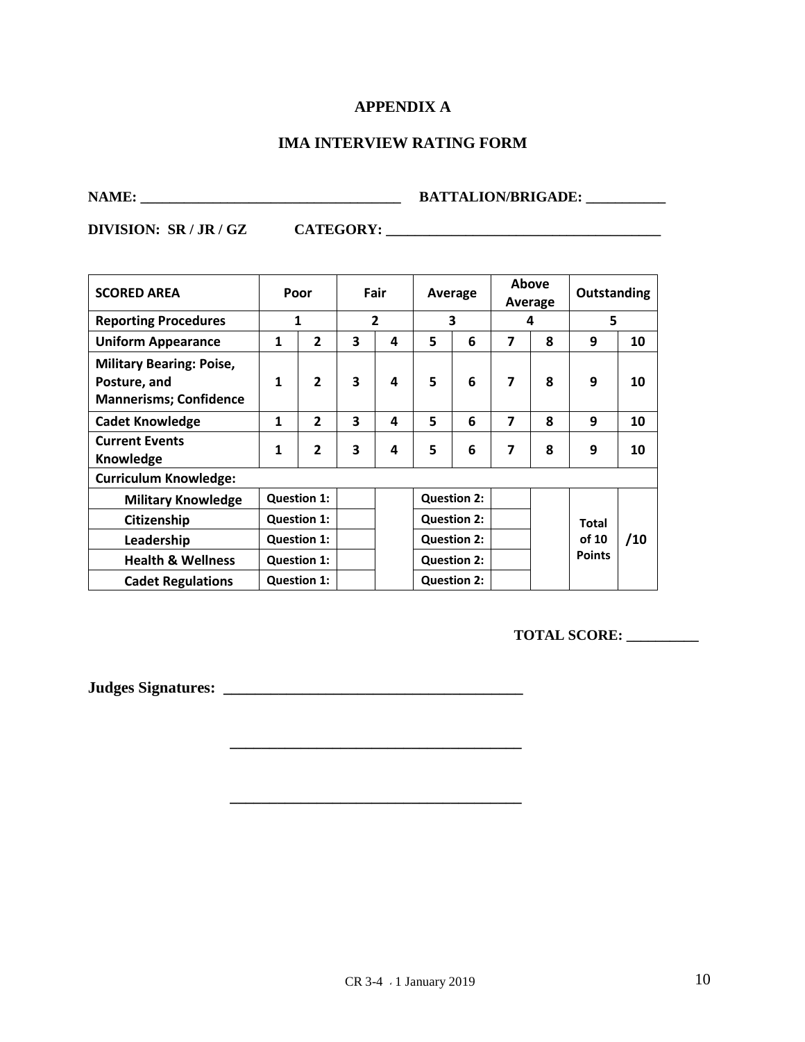# APPENDIX A

## IMA INTERVIEW RATING FORM

**NAME: \_\_\_\_\_\_\_\_\_\_\_\_\_\_\_\_\_\_\_\_\_\_\_\_\_\_\_\_\_\_\_\_\_\_\_\_ BATTALION/BRIGADE: \_\_\_\_\_\_\_\_\_\_\_**

**DIVISION: SR / JR / GZ CATEGORY: \_\_\_\_\_\_\_\_\_\_\_\_\_\_\_\_\_\_\_\_\_\_\_\_\_\_\_\_\_\_\_\_\_\_\_\_\_\_**

| SCORED AREA | Poor | | Fair | | Average | | Above Average | | Outstanding | |
|---|---|---|---|---|---|---|---|---|---|---|
| Reporting Procedures | 1 | | 2 | | 3 | | 4 | | 5 | |
| Uniform Appearance | 1 | 2 | 3 | 4 | 5 | 6 | 7 | 8 | 9 | 10 |
| Military Bearing: Poise, Posture, and Mannerisms; Confidence | 1 | 2 | 3 | 4 | 5 | 6 | 7 | 8 | 9 | 10 |
| Cadet Knowledge | 1 | 2 | 3 | 4 | 5 | 6 | 7 | 8 | 9 | 10 |
| Current Events Knowledge | 1 | 2 | 3 | 4 | 5 | 6 | 7 | 8 | 9 | 10 |
| Curriculum Knowledge: | | | | | | | | | | |
| Military Knowledge | Question 1: | | | | Question 2: | | | | Total of 10 Points | /10 |
| Citizenship | Question 1: | | | | Question 2: | | | | | |
| Leadership | Question 1: | | | | Question 2: | | | | | |
| Health & Wellness | Question 1: | | | | Question 2: | | | | | |
| Cadet Regulations | Question 1: | | | | Question 2: | | | | | |

**TOTAL SCORE: \_\_\_\_\_\_\_\_\_\_**

**Judges Signatures: \_\_\_\_\_\_\_\_\_\_\_\_\_\_\_\_\_\_\_\_\_\_\_\_\_\_\_\_\_\_\_\_\_\_\_\_\_\_\_**

\_\_\_\_\_\_\_\_\_\_\_\_\_\_\_\_\_\_\_\_\_\_\_\_\_\_\_\_\_\_\_\_\_\_\_\_\_\_\_

\_\_\_\_\_\_\_\_\_\_\_\_\_\_\_\_\_\_\_\_\_\_\_\_\_\_\_\_\_\_\_\_\_\_\_\_\_\_\_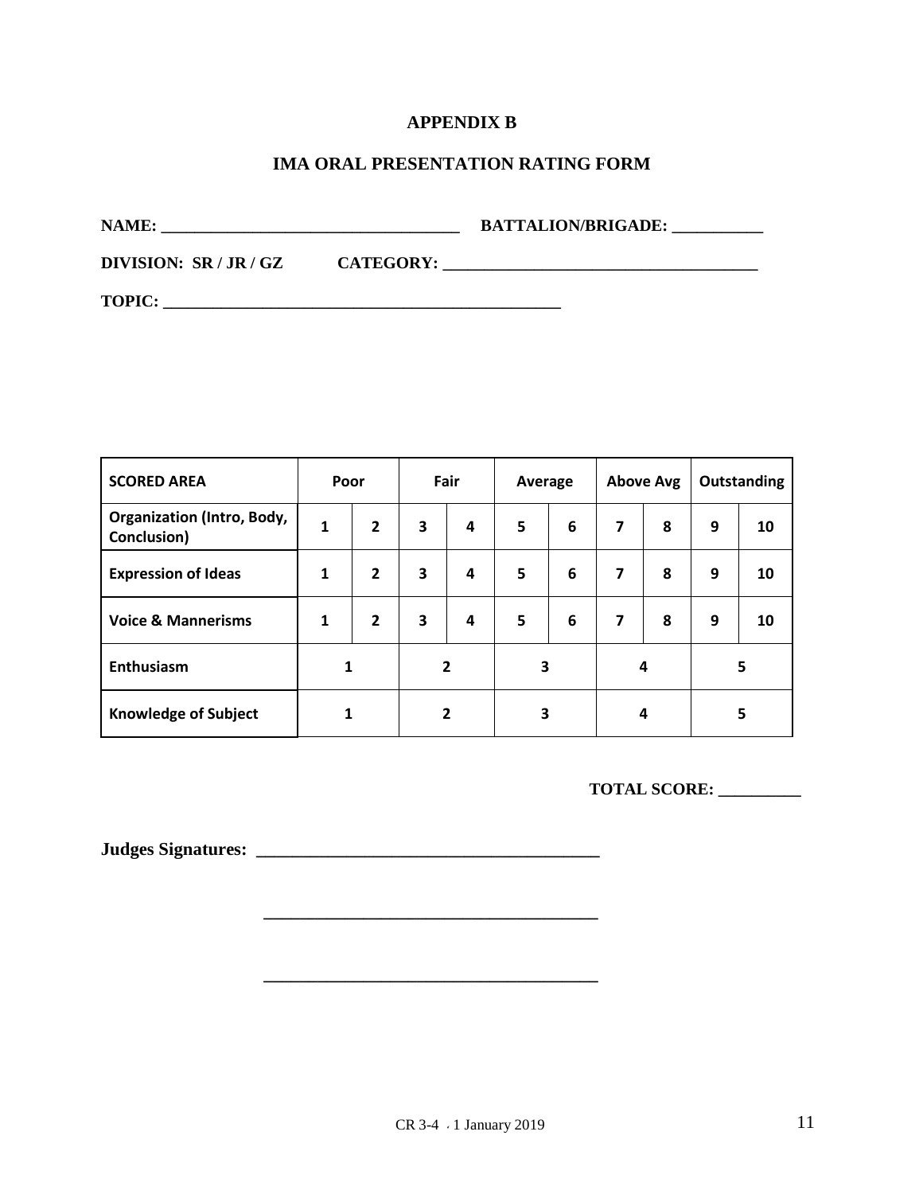**APPENDIX B**

**IMA ORAL PRESENTATION RATING FORM**

**NAME: ___________________________________ BATTALION/BRIGADE: ___________**

**DIVISION: SR / JR / GZ CATEGORY: ______________________________________**

**TOPIC: ________________________________________________**

| SCORED AREA | Poor | | Fair | | Average | | Above Avg | | Outstanding | |
|---|---|---|---|---|---|---|---|---|---|---|
| Organization (Intro, Body, Conclusion) | 1 | 2 | 3 | 4 | 5 | 6 | 7 | 8 | 9 | 10 |
| Expression of Ideas | 1 | 2 | 3 | 4 | 5 | 6 | 7 | 8 | 9 | 10 |
| Voice & Mannerisms | 1 | 2 | 3 | 4 | 5 | 6 | 7 | 8 | 9 | 10 |
| Enthusiasm | 1 | | 2 | | 3 | | 4 | | 5 | |
| Knowledge of Subject | 1 | | 2 | | 3 | | 4 | | 5 | |

**TOTAL SCORE: __________**

**Judges Signatures: ______________________________________**

**______________________________________**

**______________________________________**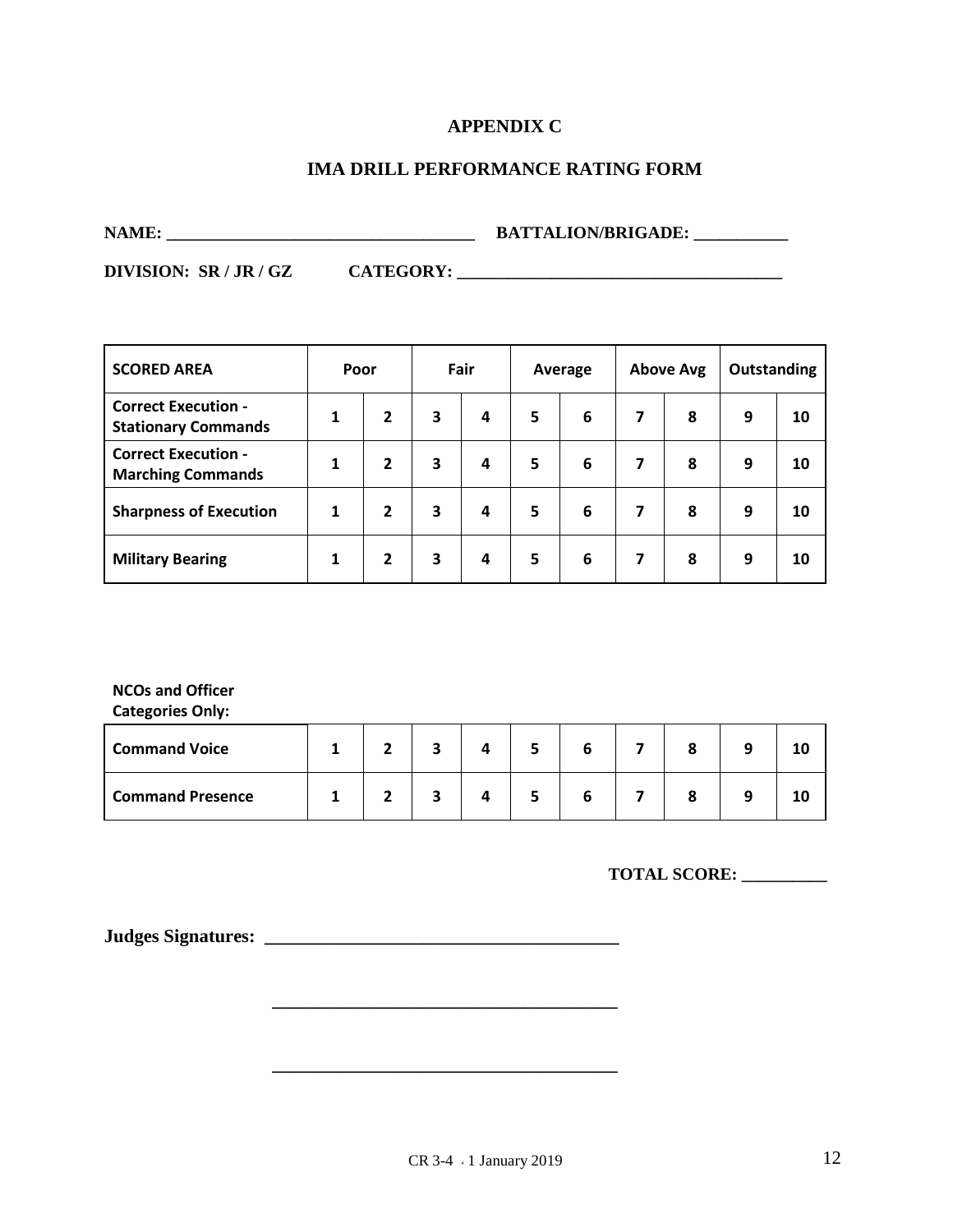## APPENDIX C

## IMA DRILL PERFORMANCE RATING FORM

**NAME: ___________________________________ BATTALION/BRIGADE: ___________**

**DIVISION: SR / JR / GZ CATEGORY: _____________________________________**

| SCORED AREA | Poor | | Fair | | Average | | Above Avg | | Outstanding | |
|---|---|---|---|---|---|---|---|---|---|---|
| Correct Execution - Stationary Commands | 1 | 2 | 3 | 4 | 5 | 6 | 7 | 8 | 9 | 10 |
| Correct Execution - Marching Commands | 1 | 2 | 3 | 4 | 5 | 6 | 7 | 8 | 9 | 10 |
| Sharpness of Execution | 1 | 2 | 3 | 4 | 5 | 6 | 7 | 8 | 9 | 10 |
| Military Bearing | 1 | 2 | 3 | 4 | 5 | 6 | 7 | 8 | 9 | 10 |

**NCOs and Officer Categories Only:**

| | | | | | | | | | | |
|---|---|---|---|---|---|---|---|---|---|---|
| Command Voice | 1 | 2 | 3 | 4 | 5 | 6 | 7 | 8 | 9 | 10 |
| Command Presence | 1 | 2 | 3 | 4 | 5 | 6 | 7 | 8 | 9 | 10 |

**TOTAL SCORE: __________**

**Judges Signatures: ______________________________________**

______________________________________

______________________________________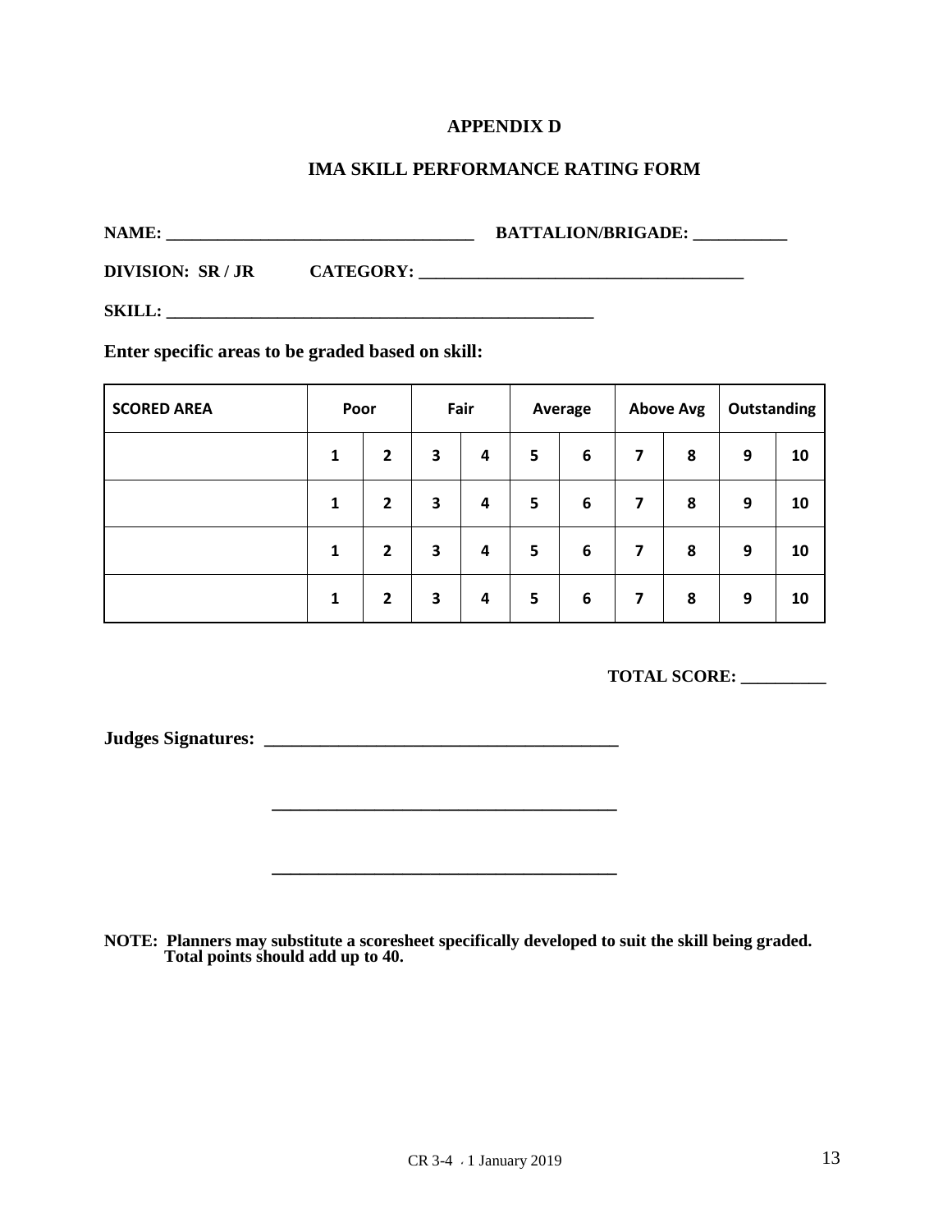# APPENDIX D

## IMA SKILL PERFORMANCE RATING FORM

**NAME: ___________________________________ BATTALION/BRIGADE: ___________**

**DIVISION: SR / JR CATEGORY: _____________________________________**

**SKILL: __________________________________________________**

**Enter specific areas to be graded based on skill:**

| SCORED AREA | Poor | | Fair | | Average | | Above Avg | | Outstanding | |
|---|---|---|---|---|---|---|---|---|---|---|
| | 1 | 2 | 3 | 4 | 5 | 6 | 7 | 8 | 9 | 10 |
| | 1 | 2 | 3 | 4 | 5 | 6 | 7 | 8 | 9 | 10 |
| | 1 | 2 | 3 | 4 | 5 | 6 | 7 | 8 | 9 | 10 |
| | 1 | 2 | 3 | 4 | 5 | 6 | 7 | 8 | 9 | 10 |

**TOTAL SCORE: __________**

**Judges Signatures: ______________________________________**

**______________________________________**

**______________________________________**

**NOTE: Planners may substitute a scoresheet specifically developed to suit the skill being graded. Total points should add up to 40.**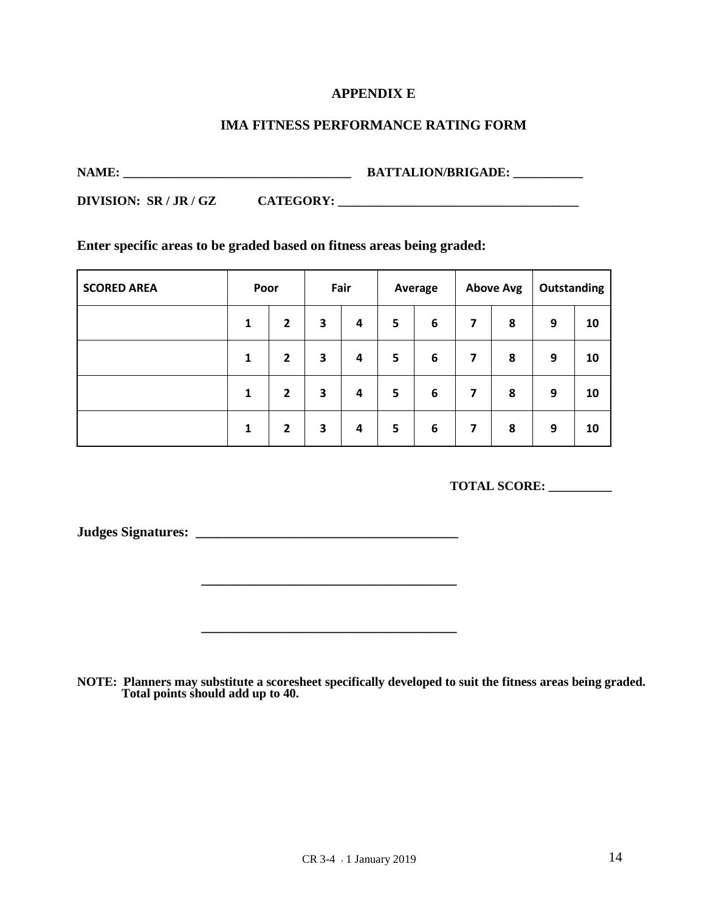# APPENDIX E

## IMA FITNESS PERFORMANCE RATING FORM

**NAME: ___________________________________ BATTALION/BRIGADE: ___________**

**DIVISION: SR / JR / GZ CATEGORY: _____________________________________**

**Enter specific areas to be graded based on fitness areas being graded:**

| SCORED AREA | Poor | | Fair | | Average | | Above Avg | | Outstanding | |
|---|---|---|---|---|---|---|---|---|---|---|
| | 1 | 2 | 3 | 4 | 5 | 6 | 7 | 8 | 9 | 10 |
| | 1 | 2 | 3 | 4 | 5 | 6 | 7 | 8 | 9 | 10 |
| | 1 | 2 | 3 | 4 | 5 | 6 | 7 | 8 | 9 | 10 |
| | 1 | 2 | 3 | 4 | 5 | 6 | 7 | 8 | 9 | 10 |

**TOTAL SCORE: __________**

**Judges Signatures: _______________________________________**

_______________________________________

_______________________________________

**NOTE: Planners may substitute a scoresheet specifically developed to suit the fitness areas being graded. Total points should add up to 40.**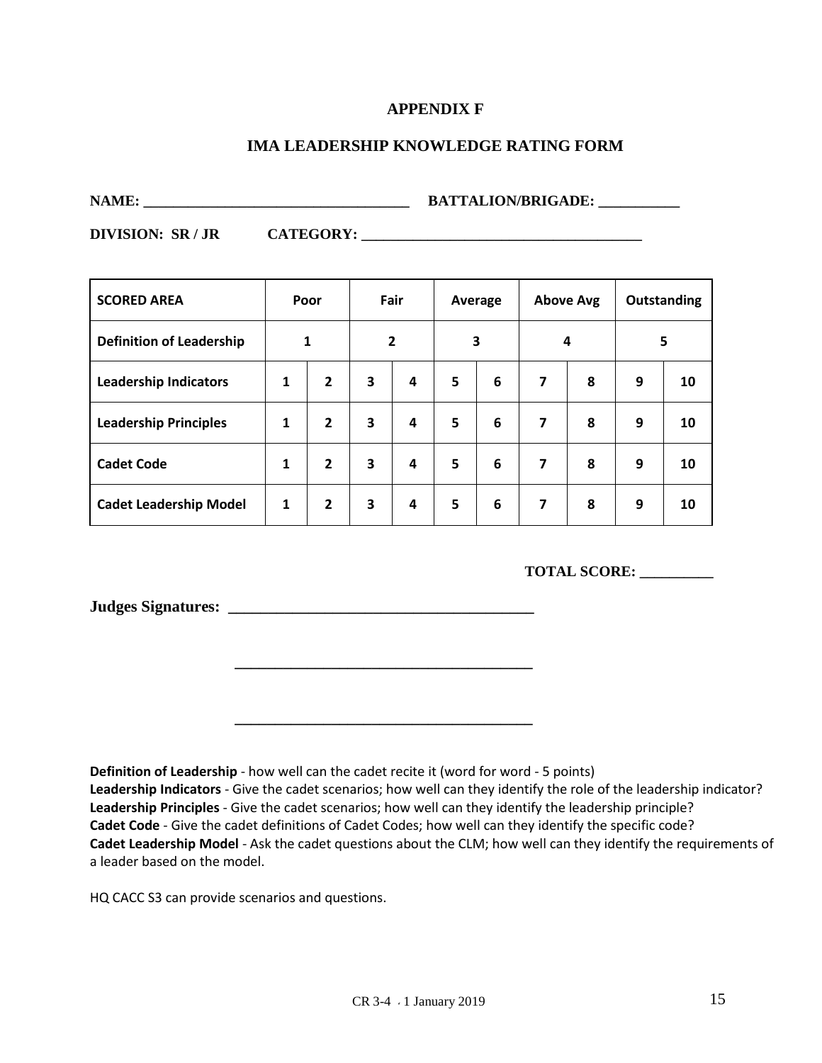## APPENDIX F

## IMA LEADERSHIP KNOWLEDGE RATING FORM

**NAME: ___________________________________ BATTALION/BRIGADE: ___________**

**DIVISION: SR / JR CATEGORY: _____________________________________**

| SCORED AREA | Poor | | Fair | | Average | | Above Avg | | Outstanding | |
|---|---|---|---|---|---|---|---|---|---|---|
| **Definition of Leadership** | 1 | | 2 | | 3 | | 4 | | 5 | |
| **Leadership Indicators** | 1 | 2 | 3 | 4 | 5 | 6 | 7 | 8 | 9 | 10 |
| **Leadership Principles** | 1 | 2 | 3 | 4 | 5 | 6 | 7 | 8 | 9 | 10 |
| **Cadet Code** | 1 | 2 | 3 | 4 | 5 | 6 | 7 | 8 | 9 | 10 |
| **Cadet Leadership Model** | 1 | 2 | 3 | 4 | 5 | 6 | 7 | 8 | 9 | 10 |

**TOTAL SCORE: __________**

**Judges Signatures: _______________________________________**

_______________________________________

_______________________________________

**Definition of Leadership** - how well can the cadet recite it (word for word - 5 points)
**Leadership Indicators** - Give the cadet scenarios; how well can they identify the role of the leadership indicator?
**Leadership Principles** - Give the cadet scenarios; how well can they identify the leadership principle?
**Cadet Code** - Give the cadet definitions of Cadet Codes; how well can they identify the specific code?
**Cadet Leadership Model** - Ask the cadet questions about the CLM; how well can they identify the requirements of a leader based on the model.

HQ CACC S3 can provide scenarios and questions.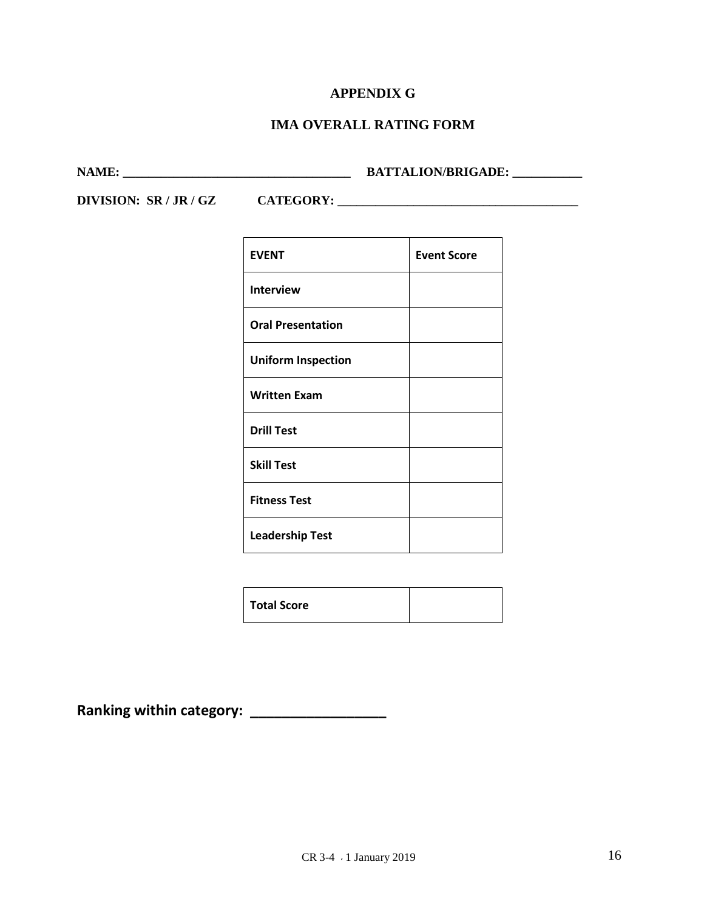# APPENDIX G

## IMA OVERALL RATING FORM

**NAME: ___________________________________ BATTALION/BRIGADE: ___________**

**DIVISION: SR / JR / GZ CATEGORY: _____________________________________**

| EVENT | Event Score |
|---|---|
| Interview | |
| Oral Presentation | |
| Uniform Inspection | |
| Written Exam | |
| Drill Test | |
| Skill Test | |
| Fitness Test | |
| Leadership Test | |

| Total Score | |
|---|---|

**Ranking within category: _________________**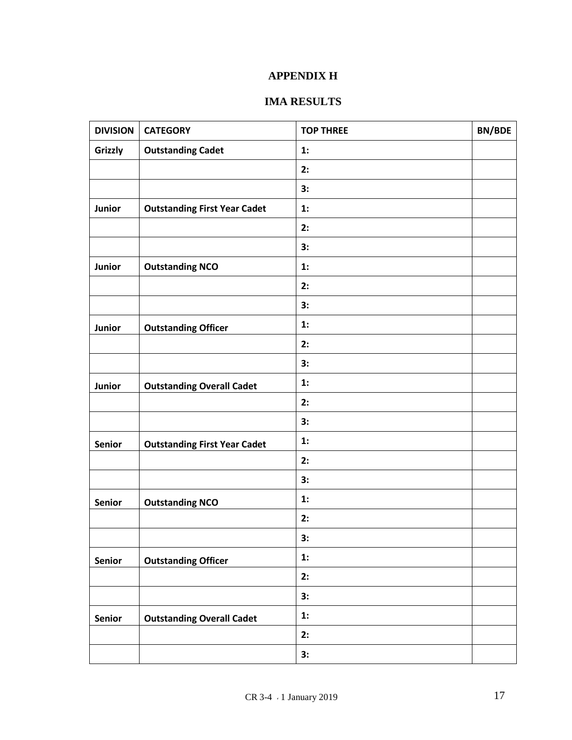## APPENDIX H

## IMA RESULTS

| DIVISION | CATEGORY | TOP THREE | BN/BDE |
|---|---|---|---|
| Grizzly | Outstanding Cadet | 1: | |
| | | 2: | |
| | | 3: | |
| Junior | Outstanding First Year Cadet | 1: | |
| | | 2: | |
| | | 3: | |
| Junior | Outstanding NCO | 1: | |
| | | 2: | |
| | | 3: | |
| Junior | Outstanding Officer | 1: | |
| | | 2: | |
| | | 3: | |
| Junior | Outstanding Overall Cadet | 1: | |
| | | 2: | |
| | | 3: | |
| Senior | Outstanding First Year Cadet | 1: | |
| | | 2: | |
| | | 3: | |
| Senior | Outstanding NCO | 1: | |
| | | 2: | |
| | | 3: | |
| Senior | Outstanding Officer | 1: | |
| | | 2: | |
| | | 3: | |
| Senior | Outstanding Overall Cadet | 1: | |
| | | 2: | |
| | | 3: | |